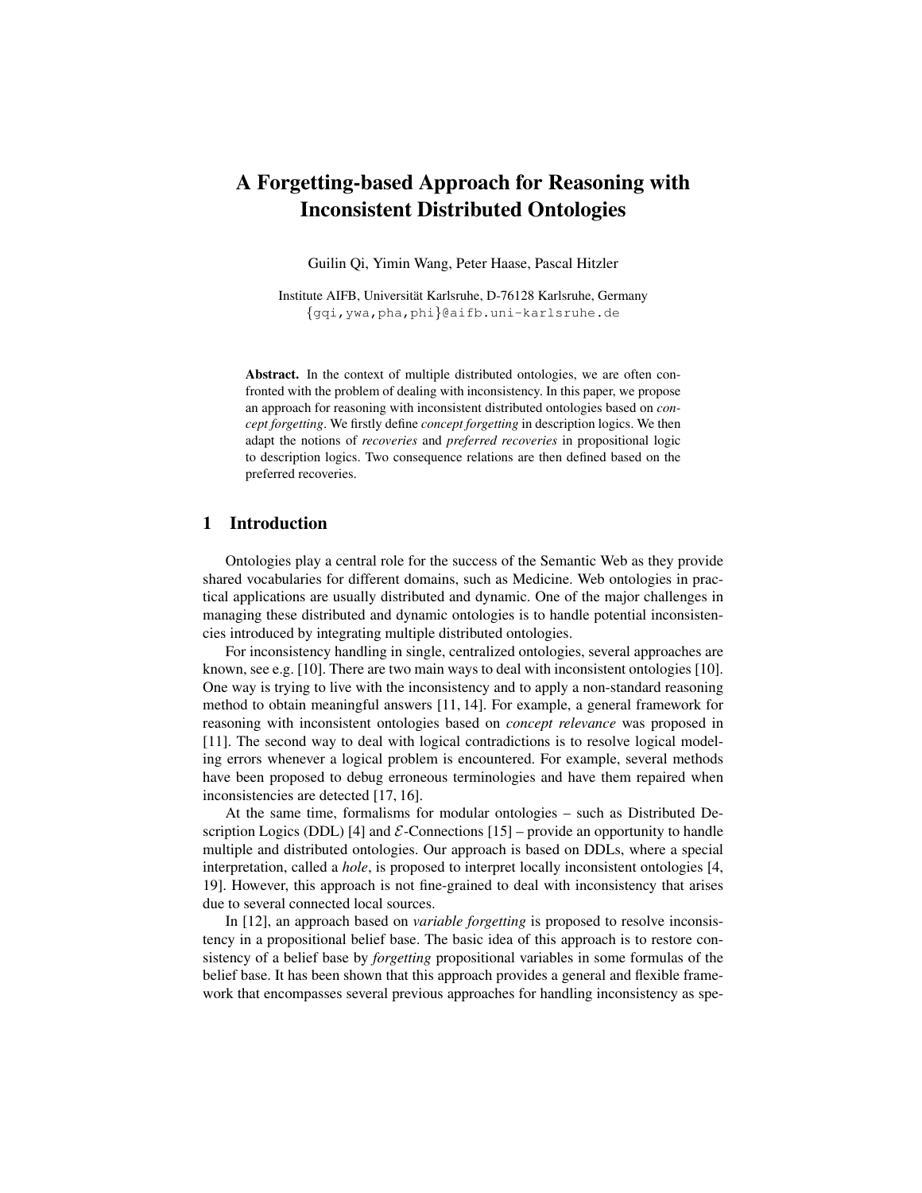# A Forgetting-based Approach for Reasoning with Inconsistent Distributed Ontologies

Guilin Qi, Yimin Wang, Peter Haase, Pascal Hitzler

Institute AIFB, Universität Karlsruhe, D-76128 Karlsruhe, Germany
{gqi,ywa,pha,phi}@aifb.uni-karlsruhe.de

**Abstract.** In the context of multiple distributed ontologies, we are often confronted with the problem of dealing with inconsistency. In this paper, we propose an approach for reasoning with inconsistent distributed ontologies based on *concept forgetting*. We firstly define *concept forgetting* in description logics. We then adapt the notions of *recoveries* and *preferred recoveries* in propositional logic to description logics. Two consequence relations are then defined based on the preferred recoveries.

## 1 Introduction

Ontologies play a central role for the success of the Semantic Web as they provide shared vocabularies for different domains, such as Medicine. Web ontologies in practical applications are usually distributed and dynamic. One of the major challenges in managing these distributed and dynamic ontologies is to handle potential inconsistencies introduced by integrating multiple distributed ontologies.

For inconsistency handling in single, centralized ontologies, several approaches are known, see e.g. [10]. There are two main ways to deal with inconsistent ontologies [10]. One way is trying to live with the inconsistency and to apply a non-standard reasoning method to obtain meaningful answers [11, 14]. For example, a general framework for reasoning with inconsistent ontologies based on *concept relevance* was proposed in [11]. The second way to deal with logical contradictions is to resolve logical modeling errors whenever a logical problem is encountered. For example, several methods have been proposed to debug erroneous terminologies and have them repaired when inconsistencies are detected [17, 16].

At the same time, formalisms for modular ontologies – such as Distributed Description Logics (DDL) [4] and $\mathcal{E}$-Connections [15] – provide an opportunity to handle multiple and distributed ontologies. Our approach is based on DDLs, where a special interpretation, called a *hole*, is proposed to interpret locally inconsistent ontologies [4, 19]. However, this approach is not fine-grained to deal with inconsistency that arises due to several connected local sources.

In [12], an approach based on *variable forgetting* is proposed to resolve inconsistency in a propositional belief base. The basic idea of this approach is to restore consistency of a belief base by *forgetting* propositional variables in some formulas of the belief base. It has been shown that this approach provides a general and flexible framework that encompasses several previous approaches for handling inconsistency as spe-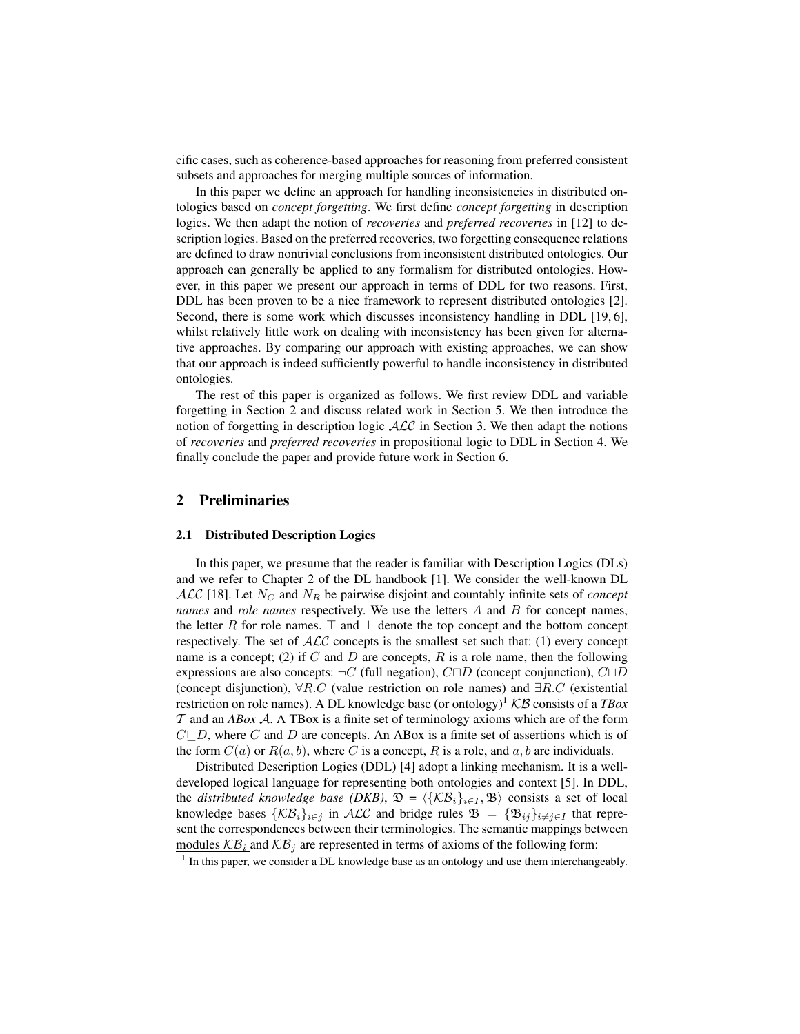cific cases, such as coherence-based approaches for reasoning from preferred consistent subsets and approaches for merging multiple sources of information.

In this paper we define an approach for handling inconsistencies in distributed ontologies based on *concept forgetting*. We first define *concept forgetting* in description logics. We then adapt the notion of *recoveries* and *preferred recoveries* in [12] to description logics. Based on the preferred recoveries, two forgetting consequence relations are defined to draw nontrivial conclusions from inconsistent distributed ontologies. Our approach can generally be applied to any formalism for distributed ontologies. However, in this paper we present our approach in terms of DDL for two reasons. First, DDL has been proven to be a nice framework to represent distributed ontologies [2]. Second, there is some work which discusses inconsistency handling in DDL [19, 6], whilst relatively little work on dealing with inconsistency has been given for alternative approaches. By comparing our approach with existing approaches, we can show that our approach is indeed sufficiently powerful to handle inconsistency in distributed ontologies.

The rest of this paper is organized as follows. We first review DDL and variable forgetting in Section 2 and discuss related work in Section 5. We then introduce the notion of forgetting in description logic $\mathcal{ALC}$ in Section 3. We then adapt the notions of *recoveries* and *preferred recoveries* in propositional logic to DDL in Section 4. We finally conclude the paper and provide future work in Section 6.

## 2 Preliminaries

### 2.1 Distributed Description Logics

In this paper, we presume that the reader is familiar with Description Logics (DLs) and we refer to Chapter 2 of the DL handbook [1]. We consider the well-known DL $\mathcal{ALC}$ [18]. Let $N_C$ and $N_R$ be pairwise disjoint and countably infinite sets of *concept names* and *role names* respectively. We use the letters $A$ and $B$ for concept names, the letter $R$ for role names. $\top$ and $\bot$ denote the top concept and the bottom concept respectively. The set of $\mathcal{ALC}$ concepts is the smallest set such that: (1) every concept name is a concept; (2) if $C$ and $D$ are concepts, $R$ is a role name, then the following expressions are also concepts: $\neg C$ (full negation), $C \sqcap D$ (concept conjunction), $C \sqcup D$ (concept disjunction), $\forall R.C$ (value restriction on role names) and $\exists R.C$ (existential restriction on role names). A DL knowledge base (or ontology)[1] $\mathcal{KB}$ consists of a *TBox* $\mathcal{T}$ and an *ABox* $\mathcal{A}$. A TBox is a finite set of terminology axioms which are of the form $C \sqsubseteq D$, where $C$ and $D$ are concepts. An ABox is a finite set of assertions which is of the form $C(a)$ or $R(a, b)$, where $C$ is a concept, $R$ is a role, and $a, b$ are individuals.

Distributed Description Logics (DDL) [4] adopt a linking mechanism. It is a well-developed logical language for representing both ontologies and context [5]. In DDL, the *distributed knowledge base (DKB)*, $\mathfrak{D} = \langle \{\mathcal{KB}_i\}_{i \in I}, \mathfrak{B} \rangle$ consists a set of local knowledge bases $\{\mathcal{KB}_i\}_{i \in j}$ in $\mathcal{ALC}$ and bridge rules $\mathfrak{B} = \{\mathfrak{B}_{ij}\}_{i \neq j \in I}$ that represent the correspondences between their terminologies. The semantic mappings between modules $\mathcal{KB}_i$ and $\mathcal{KB}_j$ are represented in terms of axioms of the following form:

[1] In this paper, we consider a DL knowledge base as an ontology and use them interchangeably.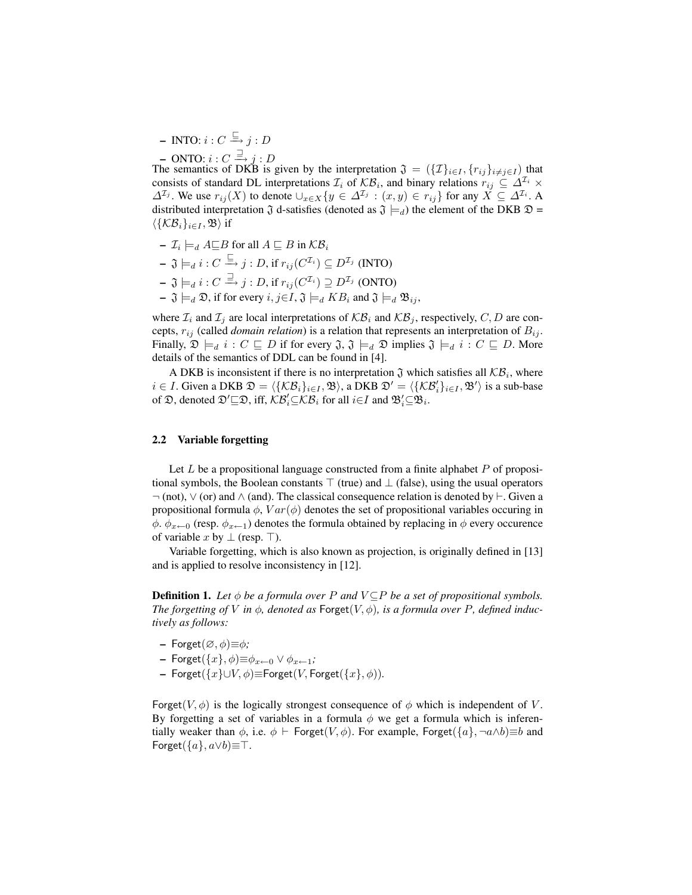- INTO: $i : C \xrightarrow{\sqsubseteq} j : D$
- ONTO: $i : C \xrightarrow{\sqsupseteq} j : D$

The semantics of DKB is given by the interpretation $\mathfrak{J} = (\{\mathcal{I}\}_{i\in I}, \{r_{ij}\}_{i\neq j\in I})$ that consists of standard DL interpretations $\mathcal{I}_i$ of $\mathcal{KB}_i$, and binary relations $r_{ij} \subseteq \Delta^{\mathcal{I}_i} \times \Delta^{\mathcal{I}_j}$. We use $r_{ij}(X)$ to denote $\cup_{x\in X}\{y \in \Delta^{\mathcal{I}_j} : (x, y) \in r_{ij}\}$ for any $X \subseteq \Delta^{\mathcal{I}_i}$. A distributed interpretation $\mathfrak{J}$ d-satisfies (denoted as $\mathfrak{J} \models_d$) the element of the DKB $\mathfrak{D} = \langle\{\mathcal{KB}_i\}_{i\in I}, \mathfrak{B}\rangle$ if

- $\mathcal{I}_i \models_d A \sqsubseteq B$ for all $A \sqsubseteq B$ in $\mathcal{KB}_i$
- $\mathfrak{J} \models_d i : C \xrightarrow{\sqsubseteq} j : D$, if $r_{ij}(C^{\mathcal{I}_i}) \subseteq D^{\mathcal{I}_j}$ (INTO)
- $\mathfrak{J} \models_d i : C \xrightarrow{\sqsupseteq} j : D$, if $r_{ij}(C^{\mathcal{I}_i}) \supseteq D^{\mathcal{I}_j}$ (ONTO)
- $\mathfrak{J} \models_d \mathfrak{D}$, if for every $i, j \in I$, $\mathfrak{J} \models_d KB_i$ and $\mathfrak{J} \models_d \mathfrak{B}_{ij}$,

where $\mathcal{I}_i$ and $\mathcal{I}_j$ are local interpretations of $\mathcal{KB}_i$ and $\mathcal{KB}_j$, respectively, $C, D$ are concepts, $r_{ij}$ (called *domain relation*) is a relation that represents an interpretation of $B_{ij}$. Finally, $\mathfrak{D} \models_d i : C \sqsubseteq D$ if for every $\mathfrak{J}$, $\mathfrak{J} \models_d \mathfrak{D}$ implies $\mathfrak{J} \models_d i : C \sqsubseteq D$. More details of the semantics of DDL can be found in [4].

A DKB is inconsistent if there is no interpretation $\mathfrak{J}$ which satisfies all $\mathcal{KB}_i$, where $i \in I$. Given a DKB $\mathfrak{D} = \langle\{\mathcal{KB}_i\}_{i\in I}, \mathfrak{B}\rangle$, a DKB $\mathfrak{D}' = \langle\{\mathcal{KB}'_i\}_{i\in I}, \mathfrak{B}'\rangle$ is a sub-base of $\mathfrak{D}$, denoted $\mathfrak{D}' \sqsubseteq \mathfrak{D}$, iff, $\mathcal{KB}'_i \subseteq \mathcal{KB}_i$ for all $i \in I$ and $\mathfrak{B}'_i \subseteq \mathfrak{B}_i$.

### 2.2 Variable forgetting

Let $L$ be a propositional language constructed from a finite alphabet $P$ of propositional symbols, the Boolean constants $\top$ (true) and $\bot$ (false), using the usual operators $\neg$ (not), $\vee$ (or) and $\wedge$ (and). The classical consequence relation is denoted by $\vdash$. Given a propositional formula $\phi$, $Var(\phi)$ denotes the set of propositional variables occuring in $\phi$. $\phi_{x\leftarrow 0}$ (resp. $\phi_{x\leftarrow 1}$) denotes the formula obtained by replacing in $\phi$ every occurence of variable $x$ by $\bot$ (resp. $\top$).

Variable forgetting, which is also known as projection, is originally defined in [13] and is applied to resolve inconsistency in [12].

**Definition 1.** *Let $\phi$ be a formula over $P$ and $V \subseteq P$ be a set of propositional symbols. The forgetting of $V$ in $\phi$, denoted as $\mathsf{Forget}(V, \phi)$, is a formula over $P$, defined inductively as follows:*

- $\mathsf{Forget}(\varnothing, \phi) \equiv \phi$*;*
- $\mathsf{Forget}(\{x\}, \phi) \equiv \phi_{x\leftarrow 0} \vee \phi_{x\leftarrow 1}$*;*
- $\mathsf{Forget}(\{x\} \cup V, \phi) \equiv \mathsf{Forget}(V, \mathsf{Forget}(\{x\}, \phi))$*.*

$\mathsf{Forget}(V, \phi)$ is the logically strongest consequence of $\phi$ which is independent of $V$. By forgetting a set of variables in a formula $\phi$ we get a formula which is inferentially weaker than $\phi$, i.e. $\phi \vdash \mathsf{Forget}(V, \phi)$. For example, $\mathsf{Forget}(\{a\}, \neg a \wedge b) \equiv b$ and $\mathsf{Forget}(\{a\}, a \vee b) \equiv \top$.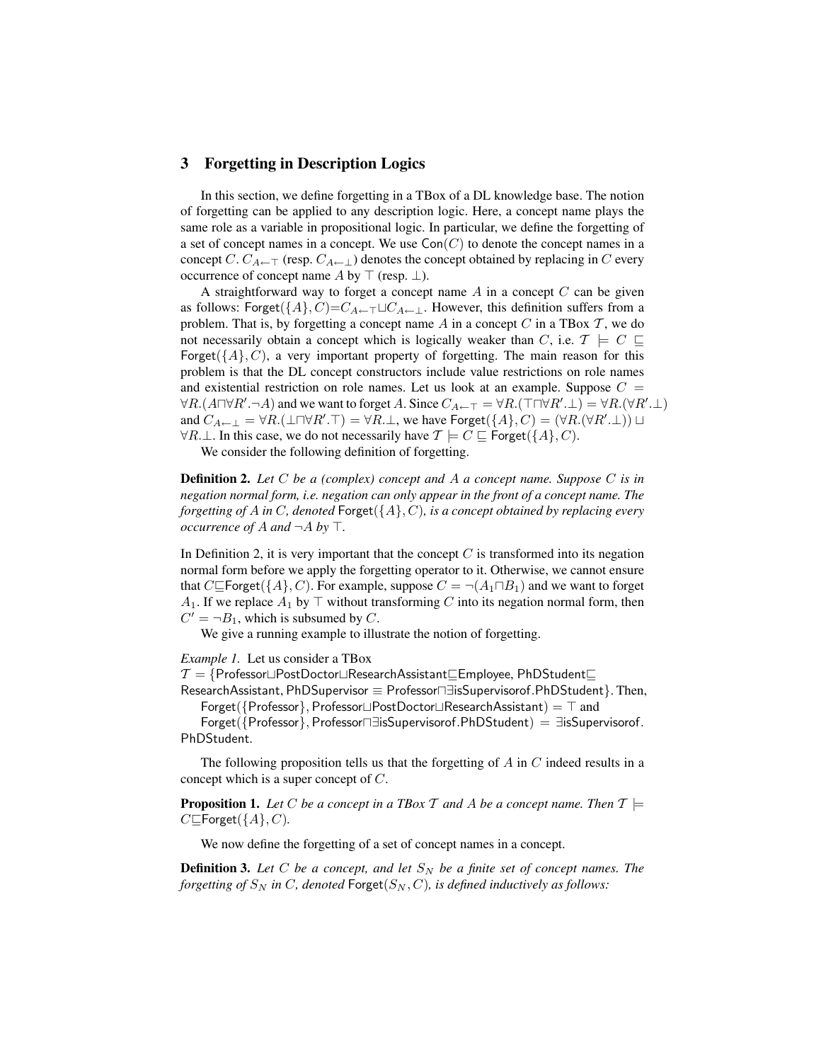## 3 Forgetting in Description Logics

In this section, we define forgetting in a TBox of a DL knowledge base. The notion of forgetting can be applied to any description logic. Here, a concept name plays the same role as a variable in propositional logic. In particular, we define the forgetting of a set of concept names in a concept. We use $\mathsf{Con}(C)$ to denote the concept names in a concept $C$. $C_{A\leftarrow\top}$ (resp. $C_{A\leftarrow\bot}$) denotes the concept obtained by replacing in $C$ every occurrence of concept name $A$ by $\top$ (resp. $\bot$).

A straightforward way to forget a concept name $A$ in a concept $C$ can be given as follows: $\mathsf{Forget}(\{A\}, C) = C_{A\leftarrow\top} \sqcup C_{A\leftarrow\bot}$. However, this definition suffers from a problem. That is, by forgetting a concept name $A$ in a concept $C$ in a TBox $\mathcal{T}$, we do not necessarily obtain a concept which is logically weaker than $C$, i.e. $\mathcal{T} \models C \sqsubseteq \mathsf{Forget}(\{A\}, C)$, a very important property of forgetting. The main reason for this problem is that the DL concept constructors include value restrictions on role names and existential restriction on role names. Let us look at an example. Suppose $C = \forall R.(A \sqcap \forall R'.\neg A)$ and we want to forget $A$. Since $C_{A\leftarrow\top} = \forall R.(\top \sqcap \forall R'.\bot) = \forall R.(\forall R'.\bot)$ and $C_{A\leftarrow\bot} = \forall R.(\bot \sqcap \forall R'.\top) = \forall R.\bot$, we have $\mathsf{Forget}(\{A\}, C) = (\forall R.(\forall R'.\bot)) \sqcup \forall R.\bot$. In this case, we do not necessarily have $\mathcal{T} \models C \sqsubseteq \mathsf{Forget}(\{A\}, C)$.

We consider the following definition of forgetting.

**Definition 2.** *Let $C$ be a (complex) concept and $A$ a concept name. Suppose $C$ is in negation normal form, i.e. negation can only appear in the front of a concept name. The forgetting of $A$ in $C$, denoted $\mathsf{Forget}(\{A\}, C)$, is a concept obtained by replacing every occurrence of $A$ and $\neg A$ by $\top$.*

In Definition 2, it is very important that the concept $C$ is transformed into its negation normal form before we apply the forgetting operator to it. Otherwise, we cannot ensure that $C \sqsubseteq \mathsf{Forget}(\{A\}, C)$. For example, suppose $C = \neg(A_1 \sqcap B_1)$ and we want to forget $A_1$. If we replace $A_1$ by $\top$ without transforming $C$ into its negation normal form, then $C' = \neg B_1$, which is subsumed by $C$.

We give a running example to illustrate the notion of forgetting.

*Example 1.* Let us consider a TBox
$\mathcal{T} = \{\mathsf{Professor} \sqcup \mathsf{PostDoctor} \sqcup \mathsf{ResearchAssistant} \sqsubseteq \mathsf{Employee}, \mathsf{PhDStudent} \sqsubseteq \mathsf{ResearchAssistant}, \mathsf{PhDSupervisor} \equiv \mathsf{Professor} \sqcap \exists \mathsf{isSupervisorof}.\mathsf{PhDStudent}\}$. Then,

$\mathsf{Forget}(\{\mathsf{Professor}\}, \mathsf{Professor} \sqcup \mathsf{PostDoctor} \sqcup \mathsf{ResearchAssistant}) = \top$ and

$\mathsf{Forget}(\{\mathsf{Professor}\}, \mathsf{Professor} \sqcap \exists \mathsf{isSupervisorof}.\mathsf{PhDStudent}) = \exists \mathsf{isSupervisorof}.\mathsf{PhDStudent}$.

The following proposition tells us that the forgetting of $A$ in $C$ indeed results in a concept which is a super concept of $C$.

**Proposition 1.** *Let $C$ be a concept in a TBox $\mathcal{T}$ and $A$ be a concept name. Then $\mathcal{T} \models C \sqsubseteq \mathsf{Forget}(\{A\}, C)$.*

We now define the forgetting of a set of concept names in a concept.

**Definition 3.** *Let $C$ be a concept, and let $S_N$ be a finite set of concept names. The forgetting of $S_N$ in $C$, denoted $\mathsf{Forget}(S_N, C)$, is defined inductively as follows:*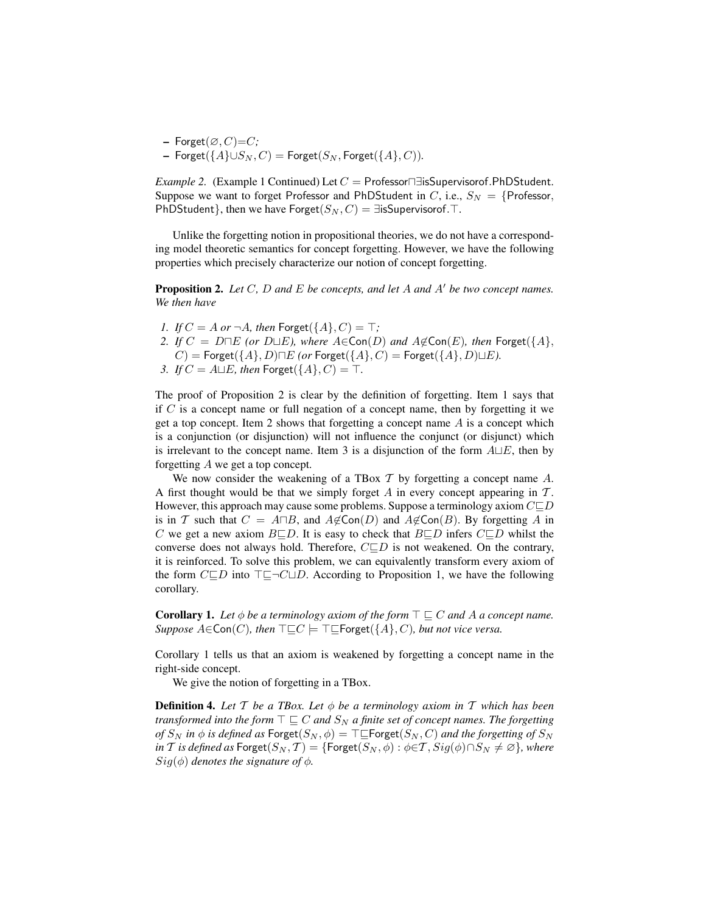- $\mathsf{Forget}(\varnothing, C) = C$;
- $\mathsf{Forget}(\{A\} \cup S_N, C) = \mathsf{Forget}(S_N, \mathsf{Forget}(\{A\}, C))$.

*Example 2.* (Example 1 Continued) Let $C = \mathsf{Professor} \sqcap \exists \mathsf{isSupervisorof.PhDStudent}$. Suppose we want to forget Professor and PhDStudent in $C$, i.e., $S_N = \{\mathsf{Professor}, \mathsf{PhDStudent}\}$, then we have $\mathsf{Forget}(S_N, C) = \exists \mathsf{isSupervisorof}.\top$.

Unlike the forgetting notion in propositional theories, we do not have a corresponding model theoretic semantics for concept forgetting. However, we have the following properties which precisely characterize our notion of concept forgetting.

**Proposition 2.** *Let $C$, $D$ and $E$ be concepts, and let $A$ and $A'$ be two concept names. We then have*

1. *If $C = A$ or $\neg A$, then $\mathsf{Forget}(\{A\}, C) = \top$;*
2. *If $C = D \sqcap E$ (or $D \sqcup E$), where $A \in \mathsf{Con}(D)$ and $A \notin \mathsf{Con}(E)$, then $\mathsf{Forget}(\{A\}, C) = \mathsf{Forget}(\{A\}, D) \sqcap E$ (or $\mathsf{Forget}(\{A\}, C) = \mathsf{Forget}(\{A\}, D) \sqcup E$).*
3. *If $C = A \sqcup E$, then $\mathsf{Forget}(\{A\}, C) = \top$.*

The proof of Proposition 2 is clear by the definition of forgetting. Item 1 says that if $C$ is a concept name or full negation of a concept name, then by forgetting it we get a top concept. Item 2 shows that forgetting a concept name $A$ is a concept which is a conjunction (or disjunction) will not influence the conjunct (or disjunct) which is irrelevant to the concept name. Item 3 is a disjunction of the form $A \sqcup E$, then by forgetting $A$ we get a top concept.

We now consider the weakening of a TBox $\mathcal{T}$ by forgetting a concept name $A$. A first thought would be that we simply forget $A$ in every concept appearing in $\mathcal{T}$. However, this approach may cause some problems. Suppose a terminology axiom $C \sqsubseteq D$ is in $\mathcal{T}$ such that $C = A \sqcap B$, and $A \notin \mathsf{Con}(D)$ and $A \notin \mathsf{Con}(B)$. By forgetting $A$ in $C$ we get a new axiom $B \sqsubseteq D$. It is easy to check that $B \sqsubseteq D$ infers $C \sqsubseteq D$ whilst the converse does not always hold. Therefore, $C \sqsubseteq D$ is not weakened. On the contrary, it is reinforced. To solve this problem, we can equivalently transform every axiom of the form $C \sqsubseteq D$ into $\top \sqsubseteq \neg C \sqcup D$. According to Proposition 1, we have the following corollary.

**Corollary 1.** *Let $\phi$ be a terminology axiom of the form $\top \sqsubseteq C$ and $A$ a concept name. Suppose $A \in \mathsf{Con}(C)$, then $\top \sqsubseteq C \models \top \sqsubseteq \mathsf{Forget}(\{A\}, C)$, but not vice versa.*

Corollary 1 tells us that an axiom is weakened by forgetting a concept name in the right-side concept.

We give the notion of forgetting in a TBox.

**Definition 4.** *Let $\mathcal{T}$ be a TBox. Let $\phi$ be a terminology axiom in $\mathcal{T}$ which has been transformed into the form $\top \sqsubseteq C$ and $S_N$ a finite set of concept names. The forgetting of $S_N$ in $\phi$ is defined as $\mathsf{Forget}(S_N, \phi) = \top \sqsubseteq \mathsf{Forget}(S_N, C)$ and the forgetting of $S_N$ in $\mathcal{T}$ is defined as $\mathsf{Forget}(S_N, \mathcal{T}) = \{\mathsf{Forget}(S_N, \phi) : \phi \in \mathcal{T}, Sig(\phi) \cap S_N \neq \varnothing\}$, where $Sig(\phi)$ denotes the signature of $\phi$.*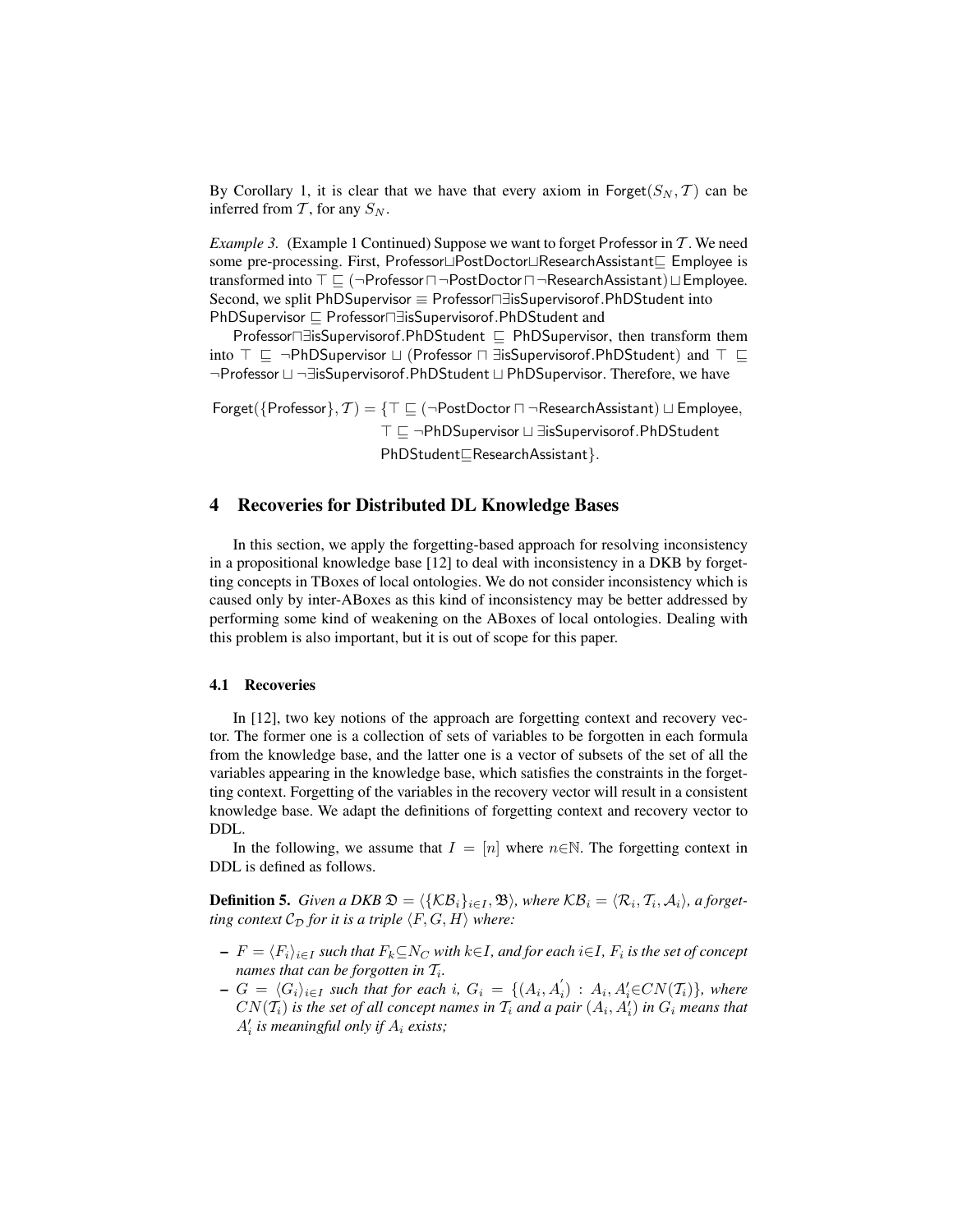By Corollary 1, it is clear that we have that every axiom in $\mathsf{Forget}(S_N, \mathcal{T})$ can be inferred from $\mathcal{T}$, for any $S_N$.

*Example 3.* (Example 1 Continued) Suppose we want to forget Professor in $\mathcal{T}$. We need some pre-processing. First, $\mathsf{Professor} \sqcup \mathsf{PostDoctor} \sqcup \mathsf{ResearchAssistant} \sqsubseteq \mathsf{Employee}$ is transformed into $\top \sqsubseteq (\neg\mathsf{Professor} \sqcap \neg\mathsf{PostDoctor} \sqcap \neg\mathsf{ResearchAssistant}) \sqcup \mathsf{Employee}$. Second, we split $\mathsf{PhDSupervisor} \equiv \mathsf{Professor} \sqcap \exists \mathsf{isSupervisorof}.\mathsf{PhDStudent}$ into $\mathsf{PhDSupervisor} \sqsubseteq \mathsf{Professor} \sqcap \exists \mathsf{isSupervisorof}.\mathsf{PhDStudent}$ and

$\mathsf{Professor} \sqcap \exists \mathsf{isSupervisorof}.\mathsf{PhDStudent} \sqsubseteq \mathsf{PhDSupervisor}$, then transform them into $\top \sqsubseteq \neg\mathsf{PhDSupervisor} \sqcup (\mathsf{Professor} \sqcap \exists \mathsf{isSupervisorof}.\mathsf{PhDStudent})$ and $\top \sqsubseteq \neg\mathsf{Professor} \sqcup \neg\exists \mathsf{isSupervisorof}.\mathsf{PhDStudent} \sqcup \mathsf{PhDSupervisor}$. Therefore, we have

$$
\begin{aligned}
\mathsf{Forget}(\{\mathsf{Professor}\}, \mathcal{T}) = \{ & \top \sqsubseteq (\neg\mathsf{PostDoctor} \sqcap \neg\mathsf{ResearchAssistant}) \sqcup \mathsf{Employee}, \\
& \top \sqsubseteq \neg\mathsf{PhDSupervisor} \sqcup \exists \mathsf{isSupervisorof}.\mathsf{PhDStudent} \\
& \mathsf{PhDStudent} \sqsubseteq \mathsf{ResearchAssistant}\}.
\end{aligned}
$$

## 4 Recoveries for Distributed DL Knowledge Bases

In this section, we apply the forgetting-based approach for resolving inconsistency in a propositional knowledge base [12] to deal with inconsistency in a DKB by forgetting concepts in TBoxes of local ontologies. We do not consider inconsistency which is caused only by inter-ABoxes as this kind of inconsistency may be better addressed by performing some kind of weakening on the ABoxes of local ontologies. Dealing with this problem is also important, but it is out of scope for this paper.

### 4.1 Recoveries

In [12], two key notions of the approach are forgetting context and recovery vector. The former one is a collection of sets of variables to be forgotten in each formula from the knowledge base, and the latter one is a vector of subsets of the set of all the variables appearing in the knowledge base, which satisfies the constraints in the forgetting context. Forgetting of the variables in the recovery vector will result in a consistent knowledge base. We adapt the definitions of forgetting context and recovery vector to DDL.

In the following, we assume that $I = [n]$ where $n \in \mathbb{N}$. The forgetting context in DDL is defined as follows.

**Definition 5.** *Given a DKB $\mathfrak{D} = \langle \{\mathcal{KB}_i\}_{i \in I}, \mathfrak{B} \rangle$, where $\mathcal{KB}_i = \langle \mathcal{R}_i, \mathcal{T}_i, \mathcal{A}_i \rangle$, a forgetting context $\mathcal{C}_{\mathfrak{D}}$ for it is a triple $\langle F, G, H \rangle$ where:*

- *$F = \langle F_i \rangle_{i \in I}$ such that $F_k \subseteq N_C$ with $k \in I$, and for each $i \in I$, $F_i$ is the set of concept names that can be forgotten in $\mathcal{T}_i$.*
- *$G = \langle G_i \rangle_{i \in I}$ such that for each $i$, $G_i = \{(A_i, A_i^{'}) : A_i, A_i' \in CN(\mathcal{T}_i)\}$, where $CN(\mathcal{T}_i)$ is the set of all concept names in $\mathcal{T}_i$ and a pair $(A_i, A_i^{'})$ in $G_i$ means that $A_i'$ is meaningful only if $A_i$ exists;*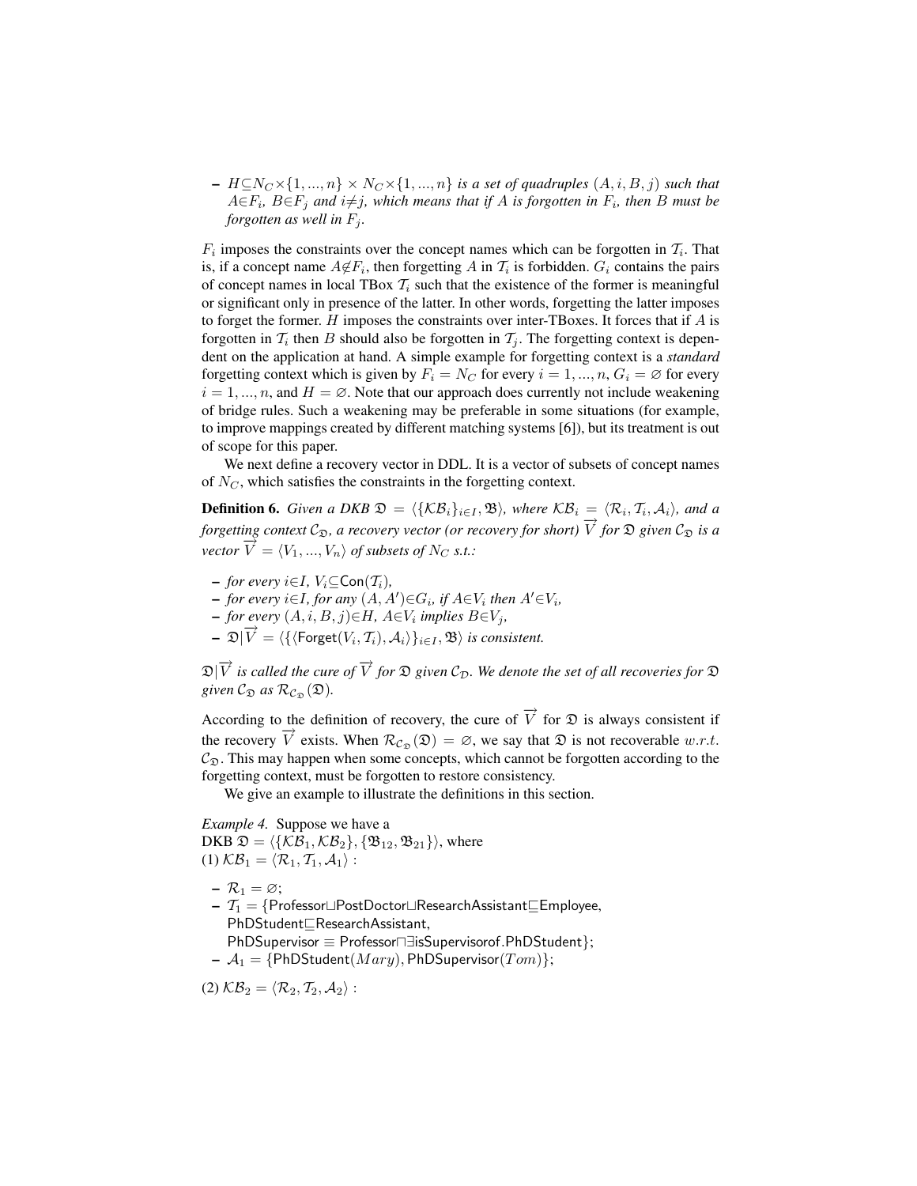- $H \subseteq N_C \times \{1, ..., n\} \times N_C \times \{1, ..., n\}$ *is a set of quadruples* $(A, i, B, j)$ *such that* $A \in F_i$*,* $B \in F_j$ *and* $i \neq j$*, which means that if* $A$ *is forgotten in* $F_i$*, then* $B$ *must be forgotten as well in* $F_j$*.*

$F_i$ imposes the constraints over the concept names which can be forgotten in $\mathcal{T}_i$. That is, if a concept name $A \notin F_i$, then forgetting $A$ in $\mathcal{T}_i$ is forbidden. $G_i$ contains the pairs of concept names in local TBox $\mathcal{T}_i$ such that the existence of the former is meaningful or significant only in presence of the latter. In other words, forgetting the latter imposes to forget the former. $H$ imposes the constraints over inter-TBoxes. It forces that if $A$ is forgotten in $\mathcal{T}_i$ then $B$ should also be forgotten in $\mathcal{T}_j$. The forgetting context is dependent on the application at hand. A simple example for forgetting context is a *standard* forgetting context which is given by $F_i = N_C$ for every $i = 1, ..., n$, $G_i = \varnothing$ for every $i = 1, ..., n$, and $H = \varnothing$. Note that our approach does currently not include weakening of bridge rules. Such a weakening may be preferable in some situations (for example, to improve mappings created by different matching systems [6]), but its treatment is out of scope for this paper.

We next define a recovery vector in DDL. It is a vector of subsets of concept names of $N_C$, which satisfies the constraints in the forgetting context.

**Definition 6.** *Given a DKB* $\mathfrak{D} = \langle \{\mathcal{KB}_i\}_{i \in I}, \mathfrak{B} \rangle$*, where* $\mathcal{KB}_i = \langle \mathcal{R}_i, \mathcal{T}_i, \mathcal{A}_i \rangle$*, and a forgetting context* $\mathcal{C}_{\mathfrak{D}}$*, a recovery vector (or recovery for short)* $\overrightarrow{V}$ *for* $\mathfrak{D}$ *given* $\mathcal{C}_{\mathfrak{D}}$ *is a vector* $\overrightarrow{V} = \langle V_1, ..., V_n \rangle$ *of subsets of* $N_C$ *s.t.:*

- *for every* $i \in I$*,* $V_i \subseteq \mathsf{Con}(\mathcal{T}_i)$*,*
- *for every* $i \in I$*, for any* $(A, A') \in G_i$*, if* $A \in V_i$ *then* $A' \in V_i$*,*
- *for every* $(A, i, B, j) \in H$*,* $A \in V_i$ *implies* $B \in V_j$*,*
- $\mathfrak{D}|\overrightarrow{V} = \langle \{\langle \mathsf{Forget}(V_i, \mathcal{T}_i), \mathcal{A}_i \rangle\}_{i \in I}, \mathfrak{B} \rangle$ *is consistent.*

$\mathfrak{D}|\overrightarrow{V}$ *is called the cure of* $\overrightarrow{V}$ *for* $\mathfrak{D}$ *given* $\mathcal{C}_{\mathcal{D}}$*. We denote the set of all recoveries for* $\mathfrak{D}$ *given* $\mathcal{C}_{\mathfrak{D}}$ *as* $\mathcal{R}_{\mathcal{C}_{\mathfrak{D}}}(\mathfrak{D})$*.*

According to the definition of recovery, the cure of $\overrightarrow{V}$ for $\mathfrak{D}$ is always consistent if the recovery $\overrightarrow{V}$ exists. When $\mathcal{R}_{\mathcal{C}_{\mathfrak{D}}}(\mathfrak{D}) = \varnothing$, we say that $\mathfrak{D}$ is not recoverable $w.r.t.$ $\mathcal{C}_{\mathfrak{D}}$. This may happen when some concepts, which cannot be forgotten according to the forgetting context, must be forgotten to restore consistency.

We give an example to illustrate the definitions in this section.

*Example 4.* Suppose we have a DKB $\mathfrak{D} = \langle \{\mathcal{KB}_1, \mathcal{KB}_2\}, \{\mathfrak{B}_{12}, \mathfrak{B}_{21}\} \rangle$, where
(1) $\mathcal{KB}_1 = \langle \mathcal{R}_1, \mathcal{T}_1, \mathcal{A}_1 \rangle$ :

- $\mathcal{R}_1 = \varnothing$;
- $\mathcal{T}_1 = \{\mathsf{Professor} \sqcup \mathsf{PostDoctor} \sqcup \mathsf{ResearchAssistant} \sqsubseteq \mathsf{Employee},$
  $\mathsf{PhDStudent} \sqsubseteq \mathsf{ResearchAssistant},$
  $\mathsf{PhDSupervisor} \equiv \mathsf{Professor} \sqcap \exists \mathsf{isSupervisorof}.\mathsf{PhDStudent}\}$;
- $\mathcal{A}_1 = \{\mathsf{PhDStudent}(Mary), \mathsf{PhDSupervisor}(Tom)\}$;

(2) $\mathcal{KB}_2 = \langle \mathcal{R}_2, \mathcal{T}_2, \mathcal{A}_2 \rangle$ :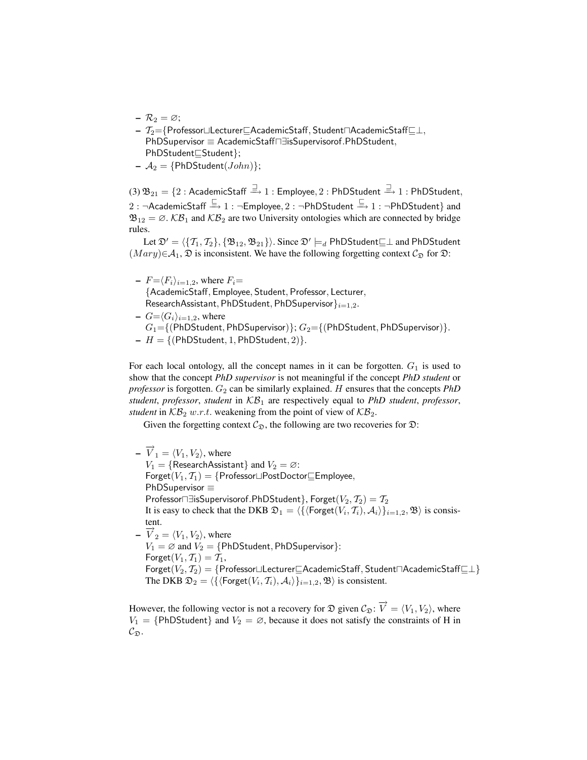- $\mathcal{R}_2 = \varnothing$;
- $\mathcal{T}_2$={$\mathsf{Professor}\sqcup\mathsf{Lecturer}\sqsubseteq\mathsf{AcademicStaff}$, $\mathsf{Student}\sqcap\mathsf{AcademicStaff}\sqsubseteq\bot$, $\mathsf{PhDSupervisor} \equiv \mathsf{AcademicStaff}\sqcap\exists\mathsf{isSupervisorof.PhDStudent}$, $\mathsf{PhDStudent}\sqsubseteq\mathsf{Student}$};
- $\mathcal{A}_2 = \{\mathsf{PhDStudent}(John)\}$;

(3) $\mathfrak{B}_{21} = \{2 : \mathsf{AcademicStaff} \xrightarrow{\sqsupseteq} 1 : \mathsf{Employee}, 2 : \mathsf{PhDStudent} \xrightarrow{\sqsupseteq} 1 : \mathsf{PhDStudent}$, $2 : \neg\mathsf{AcademicStaff} \xrightarrow{\sqsubseteq} 1 : \neg\mathsf{Employee}, 2 : \neg\mathsf{PhDStudent} \xrightarrow{\sqsubseteq} 1 : \neg\mathsf{PhDStudent}\}$ and $\mathfrak{B}_{12} = \varnothing$. $\mathcal{KB}_1$ and $\mathcal{KB}_2$ are two University ontologies which are connected by bridge rules.

Let $\mathfrak{D}' = \langle\{\mathcal{T}_1, \mathcal{T}_2\}, \{\mathfrak{B}_{12}, \mathfrak{B}_{21}\}\rangle$. Since $\mathfrak{D}' \models_d \mathsf{PhDStudent}\sqsubseteq\bot$ and $\mathsf{PhDStudent}(Mary)\in\mathcal{A}_1$, $\mathfrak{D}$ is inconsistent. We have the following forgetting context $\mathcal{C}_{\mathfrak{D}}$ for $\mathfrak{D}$:

- $F=\langle F_i\rangle_{i=1,2}$, where $F_i=$ $\{\mathsf{AcademicStaff}, \mathsf{Employee}, \mathsf{Student}, \mathsf{Professor}, \mathsf{Lecturer}, \mathsf{ResearchAssistant}, \mathsf{PhDStudent}, \mathsf{PhDSupervisor}\}_{i=1,2}$.
- $G=\langle G_i\rangle_{i=1,2}$, where $G_1=\{(\mathsf{PhDStudent}, \mathsf{PhDSupervisor})\}$; $G_2=\{(\mathsf{PhDStudent}, \mathsf{PhDSupervisor})\}$.
- $H = \{(\mathsf{PhDStudent}, 1, \mathsf{PhDStudent}, 2)\}$.

For each local ontology, all the concept names in it can be forgotten. $G_1$ is used to show that the concept ***PhD supervisor*** is not meaningful if the concept ***PhD student*** or ***professor*** is forgotten. $G_2$ can be similarly explained. $H$ ensures that the concepts ***PhD student***, ***professor***, ***student*** in $\mathcal{KB}_1$ are respectively equal to ***PhD student***, ***professor***, ***student*** in $\mathcal{KB}_2$ $w.r.t.$ weakening from the point of view of $\mathcal{KB}_2$.

Given the forgetting context $\mathcal{C}_{\mathfrak{D}}$, the following are two recoveries for $\mathfrak{D}$:

- $\overrightarrow{V}_1 = \langle V_1, V_2\rangle$, where $V_1 = \{\mathsf{ResearchAssistant}\}$ and $V_2 = \varnothing$:
  $\mathsf{Forget}(V_1, \mathcal{T}_1) = \{\mathsf{Professor}\sqcup\mathsf{PostDoctor}\sqsubseteq\mathsf{Employee}$, $\mathsf{PhDSupervisor} \equiv$ $\mathsf{Professor}\sqcap\exists\mathsf{isSupervisorof.PhDStudent}\}$, $\mathsf{Forget}(V_2, \mathcal{T}_2) = \mathcal{T}_2$
  It is easy to check that the DKB $\mathfrak{D}_1 = \langle\{\langle\mathsf{Forget}(V_i, \mathcal{T}_i), \mathcal{A}_i\rangle\}_{i=1,2}, \mathfrak{B}\rangle$ is consistent.
- $\overrightarrow{V}_2 = \langle V_1, V_2\rangle$, where $V_1 = \varnothing$ and $V_2 = \{\mathsf{PhDStudent}, \mathsf{PhDSupervisor}\}$:
  $\mathsf{Forget}(V_1, \mathcal{T}_1) = \mathcal{T}_1$,
  $\mathsf{Forget}(V_2, \mathcal{T}_2) = \{\mathsf{Professor}\sqcup\mathsf{Lecturer}\sqsubseteq\mathsf{AcademicStaff}, \mathsf{Student}\sqcap\mathsf{AcademicStaff}\sqsubseteq\bot\}$
  The DKB $\mathfrak{D}_2 = \langle\{\langle\mathsf{Forget}(V_i, \mathcal{T}_i), \mathcal{A}_i\rangle\}_{i=1,2}, \mathfrak{B}\rangle$ is consistent.

However, the following vector is not a recovery for $\mathfrak{D}$ given $\mathcal{C}_{\mathfrak{D}}$: $\overrightarrow{V} = \langle V_1, V_2\rangle$, where $V_1 = \{\mathsf{PhDStudent}\}$ and $V_2 = \varnothing$, because it does not satisfy the constraints of H in $\mathcal{C}_{\mathfrak{D}}$.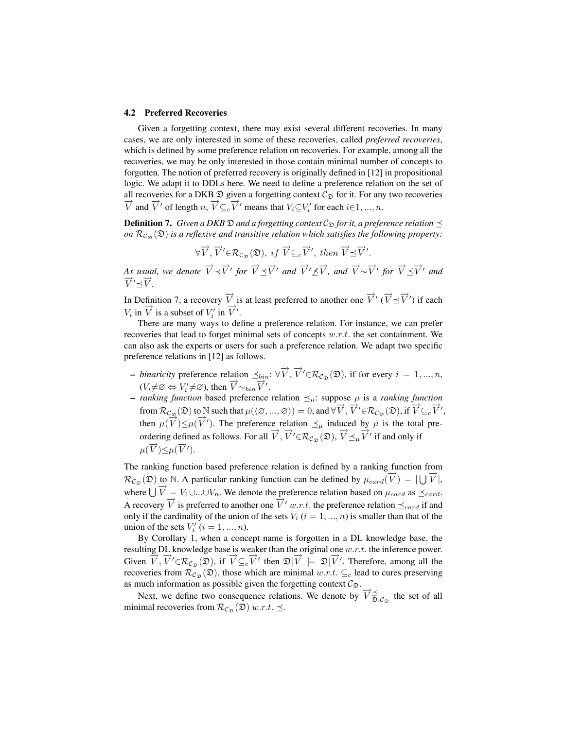### 4.2 Preferred Recoveries

Given a forgetting context, there may exist several different recoveries. In many cases, we are only interested in some of these recoveries, called *preferred recoveries*, which is defined by some preference relation on recoveries. For example, among all the recoveries, we may be only interested in those contain minimal number of concepts to forgotten. The notion of preferred recovery is originally defined in [12] in propositional logic. We adapt it to DDLs here. We need to define a preference relation on the set of all recoveries for a DKB $\mathfrak{D}$ given a forgetting context $\mathcal{C}_{\mathfrak{D}}$ for it. For any two recoveries $\overrightarrow{V}$ and $\overrightarrow{V}'$ of length $n$, $\overrightarrow{V} \subseteq_c \overrightarrow{V}'$ means that $V_i \subseteq V_i'$ for each $i \in 1, ..., n$.

**Definition 7.** *Given a DKB $\mathfrak{D}$ and a forgetting context $\mathcal{C}_{\mathfrak{D}}$ for it, a preference relation $\preceq$ on $\mathcal{R}_{\mathcal{C}_{\mathfrak{D}}}(\mathfrak{D})$ is a reflexive and transitive relation which satisfies the following property:*

$$\forall \overrightarrow{V}, \overrightarrow{V}' \in \mathcal{R}_{\mathcal{C}_{\mathfrak{D}}}(\mathfrak{D}),\ if\ \overrightarrow{V} \subseteq_c \overrightarrow{V}',\ then\ \overrightarrow{V} \preceq \overrightarrow{V}'.$$

*As usual, we denote $\overrightarrow{V} \prec \overrightarrow{V}'$ for $\overrightarrow{V} \preceq \overrightarrow{V}'$ and $\overrightarrow{V}' \not\preceq \overrightarrow{V}$, and $\overrightarrow{V} \sim \overrightarrow{V}'$ for $\overrightarrow{V} \preceq \overrightarrow{V}'$ and $\overrightarrow{V}' \preceq \overrightarrow{V}$.*

In Definition 7, a recovery $\overrightarrow{V}$ is at least preferred to another one $\overrightarrow{V}'$ ($\overrightarrow{V} \preceq \overrightarrow{V}'$) if each $V_i$ in $\overrightarrow{V}$ is a subset of $V_i'$ in $\overrightarrow{V}'$.

There are many ways to define a preference relation. For instance, we can prefer recoveries that lead to forget minimal sets of concepts $w.r.t.$ the set containment. We can also ask the experts or users for such a preference relation. We adapt two specific preference relations in [12] as follows.

- *binaricity* preference relation $\preceq_{bin}$: $\forall \overrightarrow{V}, \overrightarrow{V}' \in \mathcal{R}_{\mathcal{C}_{\mathfrak{D}}}(\mathfrak{D})$, if for every $i = 1, ..., n$, ($V_i \neq \varnothing \Leftrightarrow V_i' \neq \varnothing$), then $\overrightarrow{V} \sim_{bin} \overrightarrow{V}'$.
- *ranking function* based preference relation $\preceq_{\mu}$: suppose $\mu$ is a *ranking function* from $\mathcal{R}_{\mathcal{C}_{\mathfrak{D}}}(\mathfrak{D})$ to $\mathbb{N}$ such that $\mu(\langle \varnothing, ..., \varnothing \rangle) = 0$, and $\forall \overrightarrow{V}, \overrightarrow{V}' \in \mathcal{R}_{\mathcal{C}_{\mathfrak{D}}}(\mathfrak{D})$, if $\overrightarrow{V} \subseteq_c \overrightarrow{V}'$, then $\mu(\overrightarrow{V}) \leq \mu(\overrightarrow{V}')$. The preference relation $\preceq_{\mu}$ induced by $\mu$ is the total pre-ordering defined as follows. For all $\overrightarrow{V}, \overrightarrow{V}' \in \mathcal{R}_{\mathcal{C}_{\mathfrak{D}}}(\mathfrak{D})$, $\overrightarrow{V} \preceq_{\mu} \overrightarrow{V}'$ if and only if $\mu(\overrightarrow{V}) \leq \mu(\overrightarrow{V}')$.

The ranking function based preference relation is defined by a ranking function from $\mathcal{R}_{\mathcal{C}_{\mathfrak{D}}}(\mathfrak{D})$ to $\mathbb{N}$. A particular ranking function can be defined by $\mu_{card}(\overrightarrow{V}) = |\bigcup \overrightarrow{V}|$, where $\bigcup \overrightarrow{V} = V_1 \cup ... \cup V_n$. We denote the preference relation based on $\mu_{card}$ as $\preceq_{card}$. A recovery $\overrightarrow{V}$ is preferred to another one $\overrightarrow{V}'$ $w.r.t.$ the preference relation $\preceq_{card}$ if and only if the cardinality of the union of the sets $V_i$ ($i = 1, ..., n$) is smaller than that of the union of the sets $V_i'$ ($i = 1, ..., n$).

By Corollary 1, when a concept name is forgotten in a DL knowledge base, the resulting DL knowledge base is weaker than the original one $w.r.t.$ the inference power. Given $\overrightarrow{V}, \overrightarrow{V}' \in \mathcal{R}_{\mathcal{C}_{\mathfrak{D}}}(\mathfrak{D})$, if $\overrightarrow{V} \subseteq_c \overrightarrow{V}'$ then $\mathfrak{D}|\overrightarrow{V} \models \mathfrak{D}|\overrightarrow{V}'$. Therefore, among all the recoveries from $\mathcal{R}_{\mathcal{C}_{\mathfrak{D}}}(\mathfrak{D})$, those which are minimal $w.r.t.$ $\subseteq_c$ lead to cures preserving as much information as possible given the forgetting context $\mathcal{C}_{\mathfrak{D}}$.

Next, we define two consequence relations. We denote by $\overrightarrow{V}^{\preceq}_{\mathfrak{D},\mathcal{C}_{\mathfrak{D}}}$ the set of all minimal recoveries from $\mathcal{R}_{\mathcal{C}_{\mathfrak{D}}}(\mathfrak{D})$ $w.r.t.$ $\preceq$.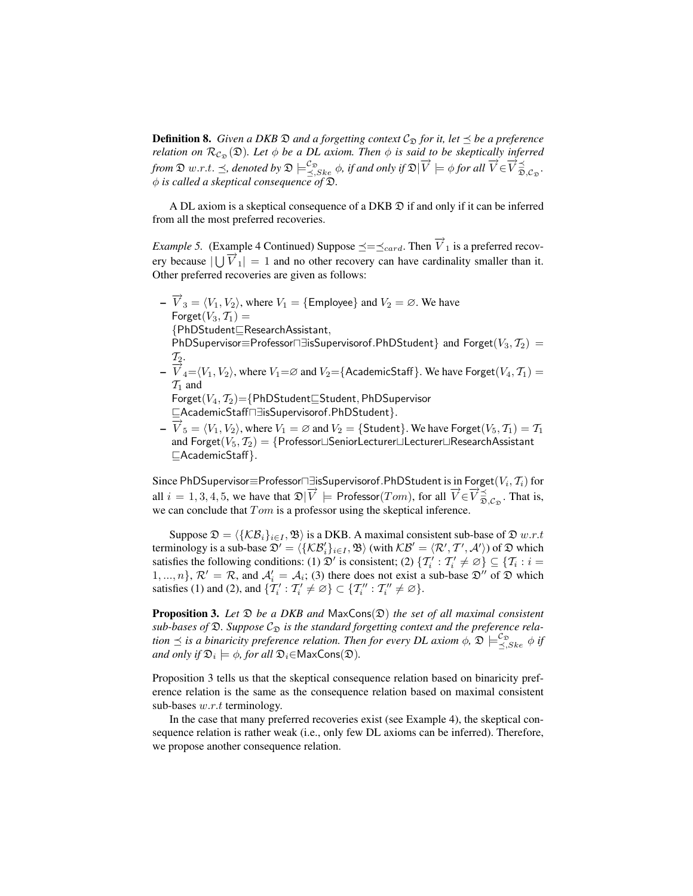**Definition 8.** *Given a DKB $\mathfrak{D}$ and a forgetting context $\mathcal{C}_{\mathfrak{D}}$ for it, let $\preceq$ be a preference relation on $\mathcal{R}_{\mathcal{C}_{\mathfrak{D}}}(\mathfrak{D})$. Let $\phi$ be a DL axiom. Then $\phi$ is said to be skeptically inferred from $\mathfrak{D}$ $w.r.t.$ $\preceq$, denoted by $\mathfrak{D} \models^{\mathcal{C}_{\mathfrak{D}}}_{\preceq,Ske} \phi$, if and only if $\mathfrak{D}|\overrightarrow{V} \models \phi$ for all $\overrightarrow{V} \in \overrightarrow{V}^{\preceq}_{\mathfrak{D},\mathcal{C}_{\mathfrak{D}}}$. $\phi$ is called a skeptical consequence of $\mathfrak{D}$.*

A DL axiom is a skeptical consequence of a DKB $\mathfrak{D}$ if and only if it can be inferred from all the most preferred recoveries.

*Example 5.* (Example 4 Continued) Suppose $\preceq = \preceq_{card}$. Then $\overrightarrow{V}_1$ is a preferred recovery because $|\bigcup \overrightarrow{V}_1| = 1$ and no other recovery can have cardinality smaller than it. Other preferred recoveries are given as follows:

- $\overrightarrow{V}_3 = \langle V_1, V_2 \rangle$, where $V_1 = \{\mathsf{Employee}\}$ and $V_2 = \varnothing$. We have $\mathsf{Forget}(V_3, \mathcal{T}_1) =$ $\{\mathsf{PhDStudent} \sqsubseteq \mathsf{ResearchAssistant},$ $\mathsf{PhDSupervisor} \equiv \mathsf{Professor} \sqcap \exists \mathsf{isSupervisorof.PhDStudent}\}$ and $\mathsf{Forget}(V_3, \mathcal{T}_2) = \mathcal{T}_2$.
- $\overrightarrow{V}_4 = \langle V_1, V_2 \rangle$, where $V_1 = \varnothing$ and $V_2 = \{\mathsf{AcademicStaff}\}$. We have $\mathsf{Forget}(V_4, \mathcal{T}_1) = \mathcal{T}_1$ and $\mathsf{Forget}(V_4, \mathcal{T}_2) = \{\mathsf{PhDStudent} \sqsubseteq \mathsf{Student}, \mathsf{PhDSupervisor}$ $\sqsubseteq \mathsf{AcademicStaff} \sqcap \exists \mathsf{isSupervisorof.PhDStudent}\}$.
- $\overrightarrow{V}_5 = \langle V_1, V_2 \rangle$, where $V_1 = \varnothing$ and $V_2 = \{\mathsf{Student}\}$. We have $\mathsf{Forget}(V_5, \mathcal{T}_1) = \mathcal{T}_1$ and $\mathsf{Forget}(V_5, \mathcal{T}_2) = \{\mathsf{Professor} \sqcup \mathsf{SeniorLecturer} \sqcup \mathsf{Lecturer} \sqcup \mathsf{ResearchAssistant}$ $\sqsubseteq \mathsf{AcademicStaff}\}$.

Since $\mathsf{PhDSupervisor} \equiv \mathsf{Professor} \sqcap \exists \mathsf{isSupervisorof.PhDStudent}$ is in $\mathsf{Forget}(V_i, \mathcal{T}_i)$ for all $i = 1, 3, 4, 5$, we have that $\mathfrak{D}|\overrightarrow{V} \models \mathsf{Professor}(Tom)$, for all $\overrightarrow{V} \in \overrightarrow{V}^{\preceq}_{\mathfrak{D},\mathcal{C}_{\mathfrak{D}}}$. That is, we can conclude that $Tom$ is a professor using the skeptical inference.

Suppose $\mathfrak{D} = \langle \{\mathcal{KB}_i\}_{i \in I}, \mathfrak{B} \rangle$ is a DKB. A maximal consistent sub-base of $\mathfrak{D}$ $w.r.t$ terminology is a sub-base $\mathfrak{D}' = \langle \{\mathcal{KB}'_i\}_{i \in I}, \mathfrak{B} \rangle$ (with $\mathcal{KB}' = \langle \mathcal{R}', \mathcal{T}', \mathcal{A}' \rangle$) of $\mathfrak{D}$ which satisfies the following conditions: (1) $\mathfrak{D}'$ is consistent; (2) $\{\mathcal{T}'_i : \mathcal{T}'_i \neq \varnothing\} \subseteq \{\mathcal{T}_i : i = 1, ..., n\}$, $\mathcal{R}' = \mathcal{R}$, and $\mathcal{A}'_i = \mathcal{A}_i$; (3) there does not exist a sub-base $\mathfrak{D}''$ of $\mathfrak{D}$ which satisfies (1) and (2), and $\{\mathcal{T}'_i : \mathcal{T}'_i \neq \varnothing\} \subset \{\mathcal{T}''_i : \mathcal{T}''_i \neq \varnothing\}$.

**Proposition 3.** *Let $\mathfrak{D}$ be a DKB and $\mathsf{MaxCons}(\mathfrak{D})$ the set of all maximal consistent sub-bases of $\mathfrak{D}$. Suppose $\mathcal{C}_{\mathfrak{D}}$ is the standard forgetting context and the preference relation $\preceq$ is a binaricity preference relation. Then for every DL axiom $\phi$, $\mathfrak{D} \models^{\mathcal{C}_{\mathfrak{D}}}_{\preceq,Ske} \phi$ if and only if $\mathfrak{D}_i \models \phi$, for all $\mathfrak{D}_i \in \mathsf{MaxCons}(\mathfrak{D})$.*

Proposition 3 tells us that the skeptical consequence relation based on binaricity preference relation is the same as the consequence relation based on maximal consistent sub-bases $w.r.t$ terminology.

In the case that many preferred recoveries exist (see Example 4), the skeptical consequence relation is rather weak (i.e., only few DL axioms can be inferred). Therefore, we propose another consequence relation.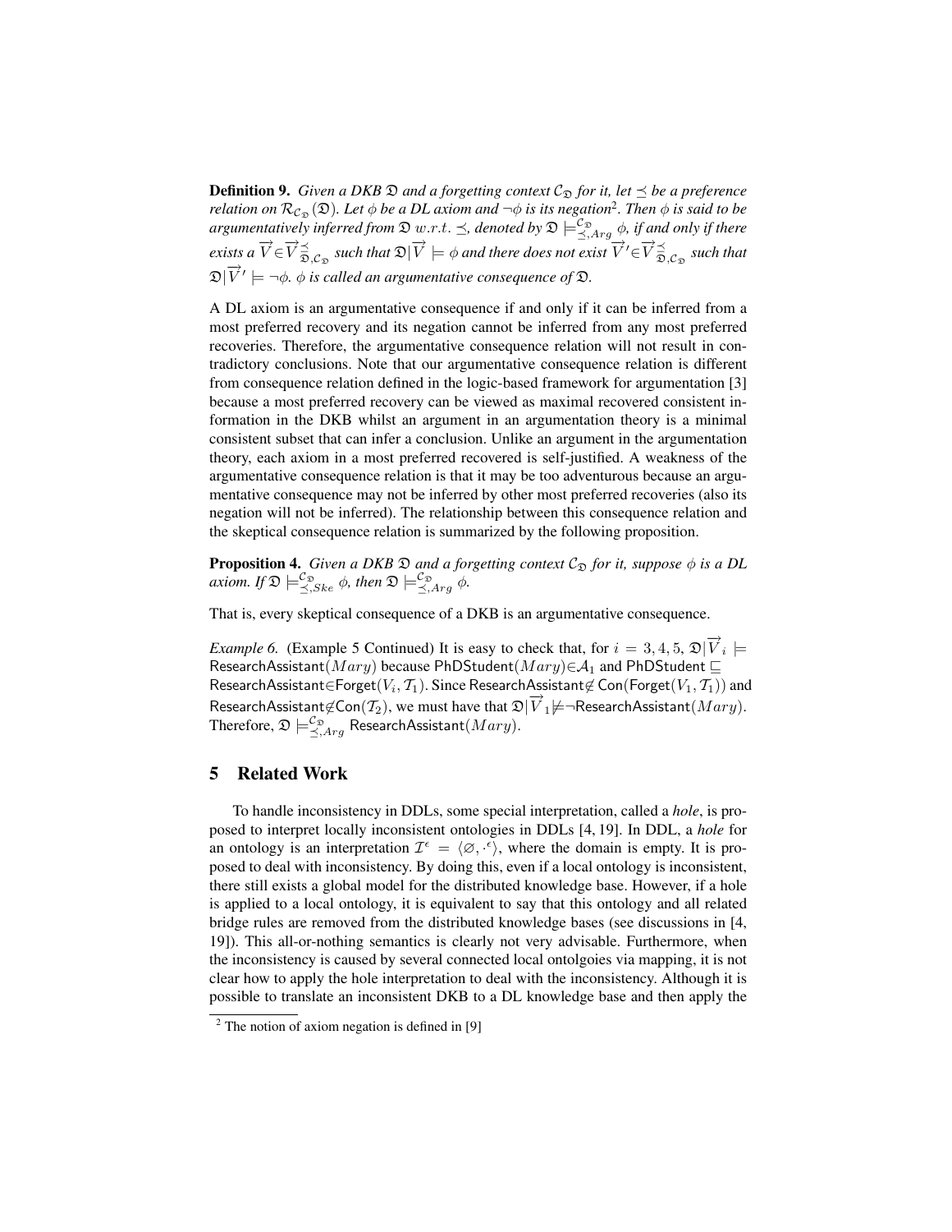**Definition 9.** *Given a DKB $\mathfrak{D}$ and a forgetting context $\mathcal{C}_{\mathfrak{D}}$ for it, let $\preceq$ be a preference relation on $\mathcal{R}_{\mathcal{C}_{\mathfrak{D}}}(\mathfrak{D})$. Let $\phi$ be a DL axiom and $\neg\phi$ is its negation*[2]. *Then $\phi$ is said to be argumentatively inferred from $\mathfrak{D}$ $w.r.t.$ $\preceq$, denoted by $\mathfrak{D} \models^{\mathcal{C}_{\mathfrak{D}}}_{\preceq,Arg} \phi$, if and only if there exists a $\overrightarrow{V} \in \overrightarrow{V}^{\preceq}_{\mathfrak{D},\mathcal{C}_{\mathfrak{D}}}$ such that $\mathfrak{D}|\overrightarrow{V} \models \phi$ and there does not exist $\overrightarrow{V}' \in \overrightarrow{V}^{\preceq}_{\mathfrak{D},\mathcal{C}_{\mathfrak{D}}}$ such that $\mathfrak{D}|\overrightarrow{V}' \models \neg\phi$. $\phi$ is called an argumentative consequence of $\mathfrak{D}$.*

A DL axiom is an argumentative consequence if and only if it can be inferred from a most preferred recovery and its negation cannot be inferred from any most preferred recoveries. Therefore, the argumentative consequence relation will not result in contradictory conclusions. Note that our argumentative consequence relation is different from consequence relation defined in the logic-based framework for argumentation [3] because a most preferred recovery can be viewed as maximal recovered consistent information in the DKB whilst an argument in an argumentation theory is a minimal consistent subset that can infer a conclusion. Unlike an argument in the argumentation theory, each axiom in a most preferred recovered is self-justified. A weakness of the argumentative consequence relation is that it may be too adventurous because an argumentative consequence may not be inferred by other most preferred recoveries (also its negation will not be inferred). The relationship between this consequence relation and the skeptical consequence relation is summarized by the following proposition.

**Proposition 4.** *Given a DKB $\mathfrak{D}$ and a forgetting context $\mathcal{C}_{\mathfrak{D}}$ for it, suppose $\phi$ is a DL axiom. If $\mathfrak{D} \models^{\mathcal{C}_{\mathfrak{D}}}_{\preceq,Ske} \phi$, then $\mathfrak{D} \models^{\mathcal{C}_{\mathfrak{D}}}_{\preceq,Arg} \phi$.*

That is, every skeptical consequence of a DKB is an argumentative consequence.

*Example 6.* (Example 5 Continued) It is easy to check that, for $i = 3, 4, 5$, $\mathfrak{D}|\overrightarrow{V}_i \models \mathsf{ResearchAssistant}(Mary)$ because $\mathsf{PhDStudent}(Mary) \in \mathcal{A}_1$ and $\mathsf{PhDStudent} \sqsubseteq \mathsf{ResearchAssistant} \in \mathsf{Forget}(V_i, \mathcal{T}_1)$. Since $\mathsf{ResearchAssistant} \notin \mathsf{Con}(\mathsf{Forget}(V_1, \mathcal{T}_1))$ and $\mathsf{ResearchAssistant} \notin \mathsf{Con}(\mathcal{T}_2)$, we must have that $\mathfrak{D}|\overrightarrow{V}_1 \not\models \neg\mathsf{ResearchAssistant}(Mary)$. Therefore, $\mathfrak{D} \models^{\mathcal{C}_{\mathfrak{D}}}_{\preceq,Arg} \mathsf{ResearchAssistant}(Mary)$.

## 5 Related Work

To handle inconsistency in DDLs, some special interpretation, called a *hole*, is proposed to interpret locally inconsistent ontologies in DDLs [4, 19]. In DDL, a *hole* for an ontology is an interpretation $\mathcal{I}^{\epsilon} = \langle \varnothing, \cdot^{\epsilon} \rangle$, where the domain is empty. It is proposed to deal with inconsistency. By doing this, even if a local ontology is inconsistent, there still exists a global model for the distributed knowledge base. However, if a hole is applied to a local ontology, it is equivalent to say that this ontology and all related bridge rules are removed from the distributed knowledge bases (see discussions in [4, 19]). This all-or-nothing semantics is clearly not very advisable. Furthermore, when the inconsistency is caused by several connected local ontolgoies via mapping, it is not clear how to apply the hole interpretation to deal with the inconsistency. Although it is possible to translate an inconsistent DKB to a DL knowledge base and then apply the

[2] The notion of axiom negation is defined in [9]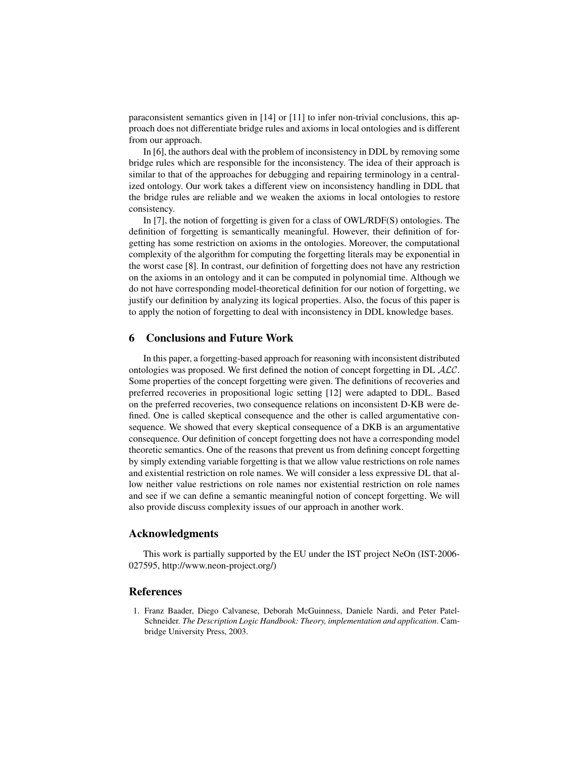paraconsistent semantics given in [14] or [11] to infer non-trivial conclusions, this approach does not differentiate bridge rules and axioms in local ontologies and is different from our approach.

In [6], the authors deal with the problem of inconsistency in DDL by removing some bridge rules which are responsible for the inconsistency. The idea of their approach is similar to that of the approaches for debugging and repairing terminology in a centralized ontology. Our work takes a different view on inconsistency handling in DDL that the bridge rules are reliable and we weaken the axioms in local ontologies to restore consistency.

In [7], the notion of forgetting is given for a class of OWL/RDF(S) ontologies. The definition of forgetting is semantically meaningful. However, their definition of forgetting has some restriction on axioms in the ontologies. Moreover, the computational complexity of the algorithm for computing the forgetting literals may be exponential in the worst case [8]. In contrast, our definition of forgetting does not have any restriction on the axioms in an ontology and it can be computed in polynomial time. Although we do not have corresponding model-theoretical definition for our notion of forgetting, we justify our definition by analyzing its logical properties. Also, the focus of this paper is to apply the notion of forgetting to deal with inconsistency in DDL knowledge bases.

## 6 Conclusions and Future Work

In this paper, a forgetting-based approach for reasoning with inconsistent distributed ontologies was proposed. We first defined the notion of concept forgetting in DL $\mathcal{ALC}$. Some properties of the concept forgetting were given. The definitions of recoveries and preferred recoveries in propositional logic setting [12] were adapted to DDL. Based on the preferred recoveries, two consequence relations on inconsistent D-KB were defined. One is called skeptical consequence and the other is called argumentative consequence. We showed that every skeptical consequence of a DKB is an argumentative consequence. Our definition of concept forgetting does not have a corresponding model theoretic semantics. One of the reasons that prevent us from defining concept forgetting by simply extending variable forgetting is that we allow value restrictions on role names and existential restriction on role names. We will consider a less expressive DL that allow neither value restrictions on role names nor existential restriction on role names and see if we can define a semantic meaningful notion of concept forgetting. We will also provide discuss complexity issues of our approach in another work.

### Acknowledgments

This work is partially supported by the EU under the IST project NeOn (IST-2006-027595, http://www.neon-project.org/)

### References

1. Franz Baader, Diego Calvanese, Deborah McGuinness, Daniele Nardi, and Peter Patel-Schneider. *The Description Logic Handbook: Theory, implementation and application*. Cambridge University Press, 2003.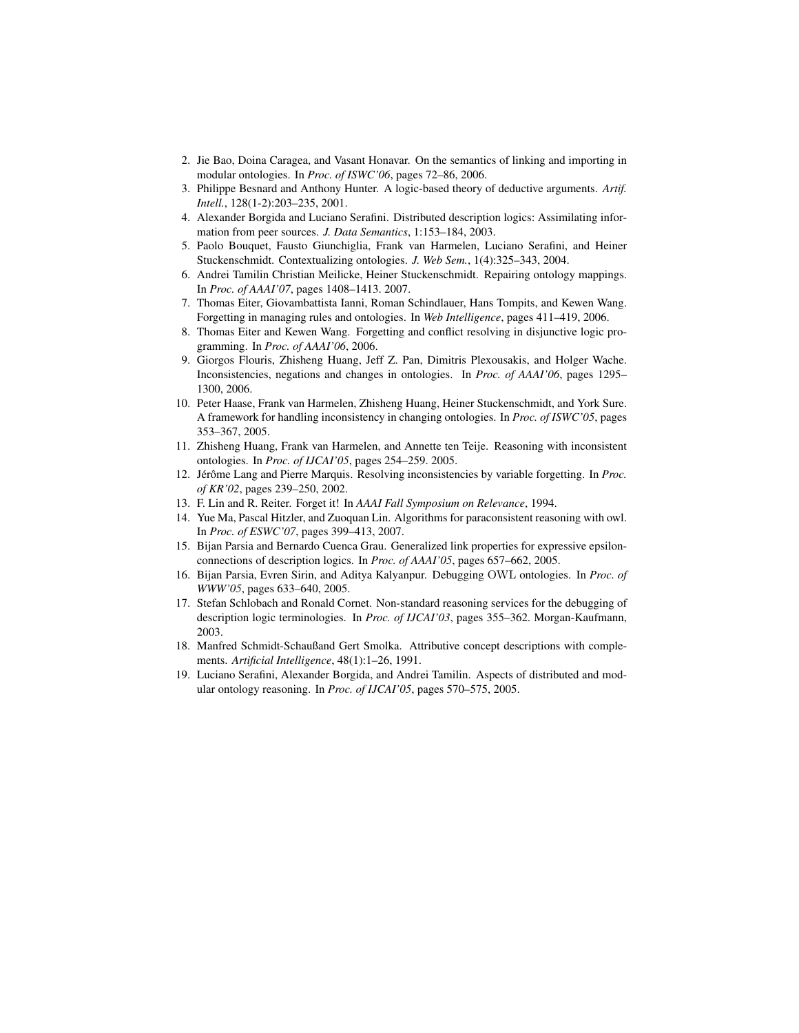2. Jie Bao, Doina Caragea, and Vasant Honavar. On the semantics of linking and importing in modular ontologies. In *Proc. of ISWC'06*, pages 72–86, 2006.
3. Philippe Besnard and Anthony Hunter. A logic-based theory of deductive arguments. *Artif. Intell.*, 128(1-2):203–235, 2001.
4. Alexander Borgida and Luciano Serafini. Distributed description logics: Assimilating information from peer sources. *J. Data Semantics*, 1:153–184, 2003.
5. Paolo Bouquet, Fausto Giunchiglia, Frank van Harmelen, Luciano Serafini, and Heiner Stuckenschmidt. Contextualizing ontologies. *J. Web Sem.*, 1(4):325–343, 2004.
6. Andrei Tamilin Christian Meilicke, Heiner Stuckenschmidt. Repairing ontology mappings. In *Proc. of AAAI'07*, pages 1408–1413. 2007.
7. Thomas Eiter, Giovambattista Ianni, Roman Schindlauer, Hans Tompits, and Kewen Wang. Forgetting in managing rules and ontologies. In *Web Intelligence*, pages 411–419, 2006.
8. Thomas Eiter and Kewen Wang. Forgetting and conflict resolving in disjunctive logic programming. In *Proc. of AAAI'06*, 2006.
9. Giorgos Flouris, Zhisheng Huang, Jeff Z. Pan, Dimitris Plexousakis, and Holger Wache. Inconsistencies, negations and changes in ontologies. In *Proc. of AAAI'06*, pages 1295–1300, 2006.
10. Peter Haase, Frank van Harmelen, Zhisheng Huang, Heiner Stuckenschmidt, and York Sure. A framework for handling inconsistency in changing ontologies. In *Proc. of ISWC'05*, pages 353–367, 2005.
11. Zhisheng Huang, Frank van Harmelen, and Annette ten Teije. Reasoning with inconsistent ontologies. In *Proc. of IJCAI'05*, pages 254–259. 2005.
12. Jérôme Lang and Pierre Marquis. Resolving inconsistencies by variable forgetting. In *Proc. of KR'02*, pages 239–250, 2002.
13. F. Lin and R. Reiter. Forget it! In *AAAI Fall Symposium on Relevance*, 1994.
14. Yue Ma, Pascal Hitzler, and Zuoquan Lin. Algorithms for paraconsistent reasoning with owl. In *Proc. of ESWC'07*, pages 399–413, 2007.
15. Bijan Parsia and Bernardo Cuenca Grau. Generalized link properties for expressive epsilon-connections of description logics. In *Proc. of AAAI'05*, pages 657–662, 2005.
16. Bijan Parsia, Evren Sirin, and Aditya Kalyanpur. Debugging OWL ontologies. In *Proc. of WWW'05*, pages 633–640, 2005.
17. Stefan Schlobach and Ronald Cornet. Non-standard reasoning services for the debugging of description logic terminologies. In *Proc. of IJCAI'03*, pages 355–362. Morgan-Kaufmann, 2003.
18. Manfred Schmidt-Schaußand Gert Smolka. Attributive concept descriptions with complements. *Artificial Intelligence*, 48(1):1–26, 1991.
19. Luciano Serafini, Alexander Borgida, and Andrei Tamilin. Aspects of distributed and modular ontology reasoning. In *Proc. of IJCAI'05*, pages 570–575, 2005.